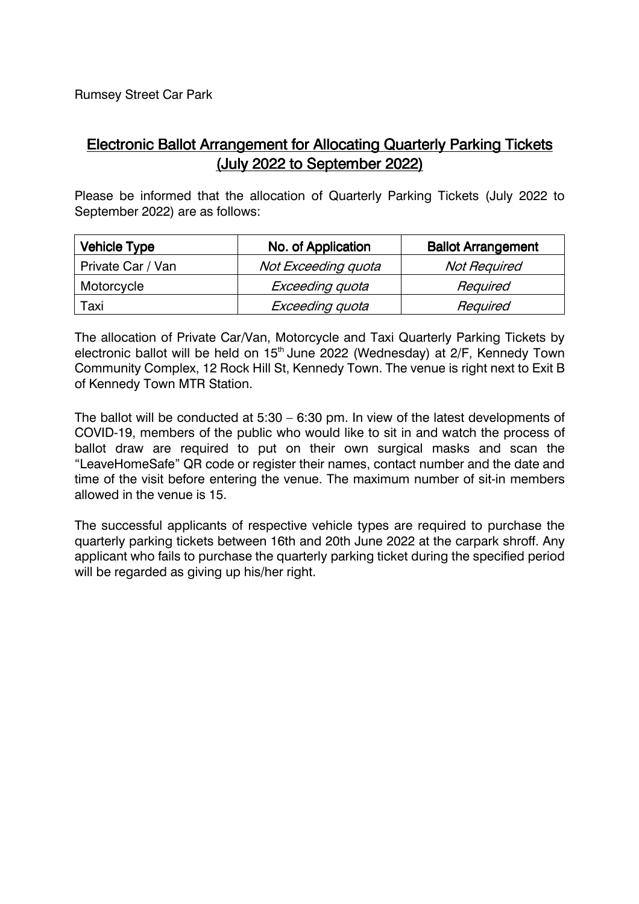Rumsey Street Car Park

## Electronic Ballot Arrangement for Allocating Quarterly Parking Tickets (July 2022 to September 2022)

Please be informed that the allocation of Quarterly Parking Tickets (July 2022 to September 2022) are as follows:

| Vehicle Type | No. of Application | Ballot Arrangement |
|---|---|---|
| Private Car / Van | *Not Exceeding quota* | *Not Required* |
| Motorcycle | *Exceeding quota* | *Required* |
| Taxi | *Exceeding quota* | *Required* |

The allocation of Private Car/Van, Motorcycle and Taxi Quarterly Parking Tickets by electronic ballot will be held on 15th June 2022 (Wednesday) at 2/F, Kennedy Town Community Complex, 12 Rock Hill St, Kennedy Town. The venue is right next to Exit B of Kennedy Town MTR Station.

The ballot will be conducted at 5:30 – 6:30 pm. In view of the latest developments of COVID-19, members of the public who would like to sit in and watch the process of ballot draw are required to put on their own surgical masks and scan the "LeaveHomeSafe" QR code or register their names, contact number and the date and time of the visit before entering the venue. The maximum number of sit-in members allowed in the venue is 15.

The successful applicants of respective vehicle types are required to purchase the quarterly parking tickets between 16th and 20th June 2022 at the carpark shroff. Any applicant who fails to purchase the quarterly parking ticket during the specified period will be regarded as giving up his/her right.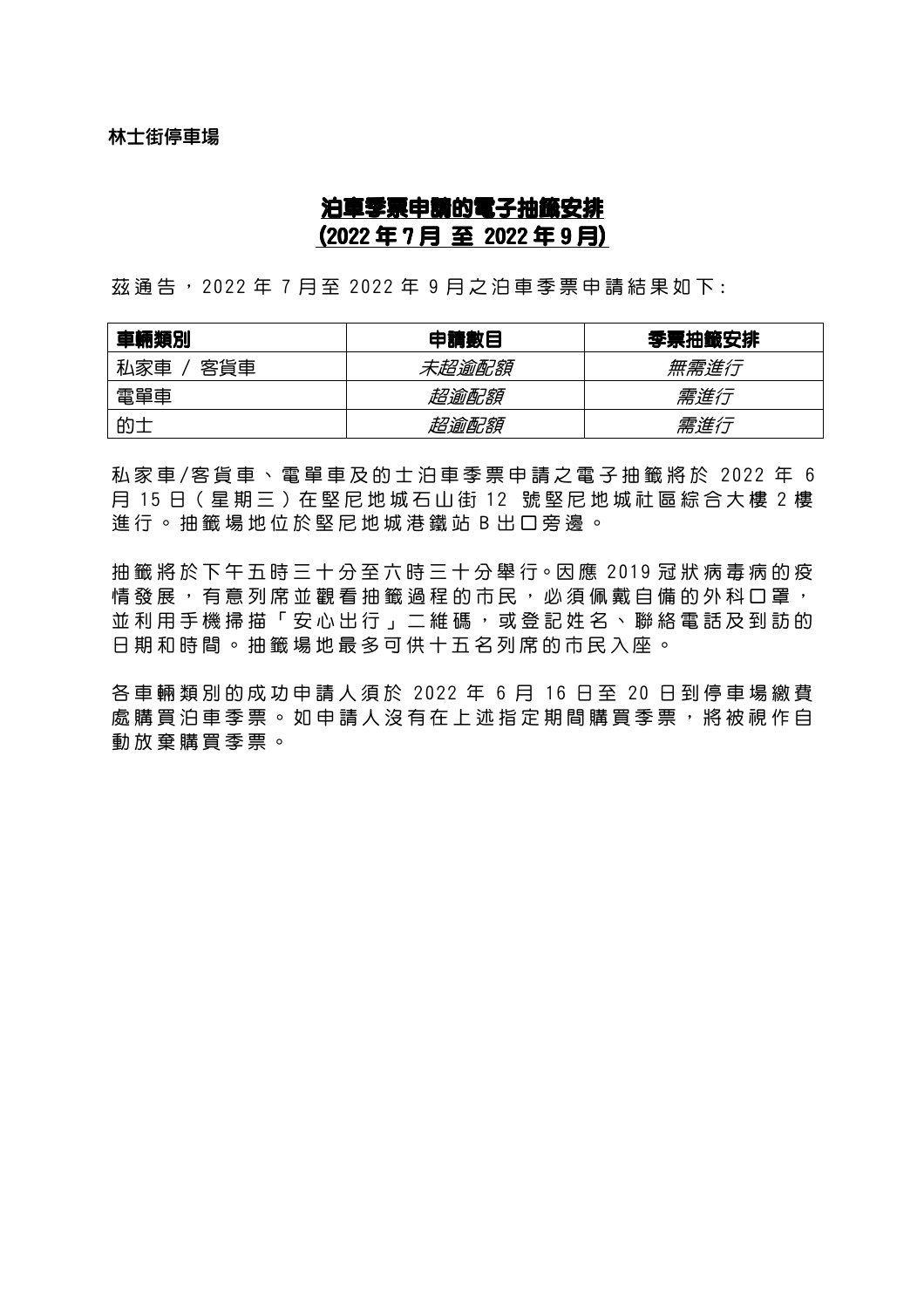**林士街停車場**

## <u>泊車季票申請的電子抽籤安排</u>
## <u>(2022 年 7 月 至 2022 年 9 月)</u>

茲通告，2022 年 7 月至 2022 年 9 月之泊車季票申請結果如下：

| **車輛類別** | **申請數目** | **季票抽籤安排** |
|---|---|---|
| 私家車 / 客貨車 | *未超逾配額* | *無需進行* |
| 電單車 | *超逾配額* | *需進行* |
| 的士 | *超逾配額* | *需進行* |

私家車/客貨車、電單車及的士泊車季票申請之電子抽籤將於 2022 年 6 月 15 日（星期三）在堅尼地城石山街 12 號堅尼地城社區綜合大樓 2 樓進行。抽籤場地位於堅尼地城港鐵站 B 出口旁邊。

抽籤將於下午五時三十分至六時三十分舉行。因應 2019 冠狀病毒病的疫情發展，有意列席並觀看抽籤過程的市民，必須佩戴自備的外科口罩，並利用手機掃描「安心出行」二維碼，或登記姓名、聯絡電話及到訪的日期和時間。抽籤場地最多可供十五名列席的市民入座。

各車輛類別的成功申請人須於 2022 年 6 月 16 日至 20 日到停車場繳費處購買泊車季票。如申請人沒有在上述指定期間購買季票，將被視作自動放棄購買季票。